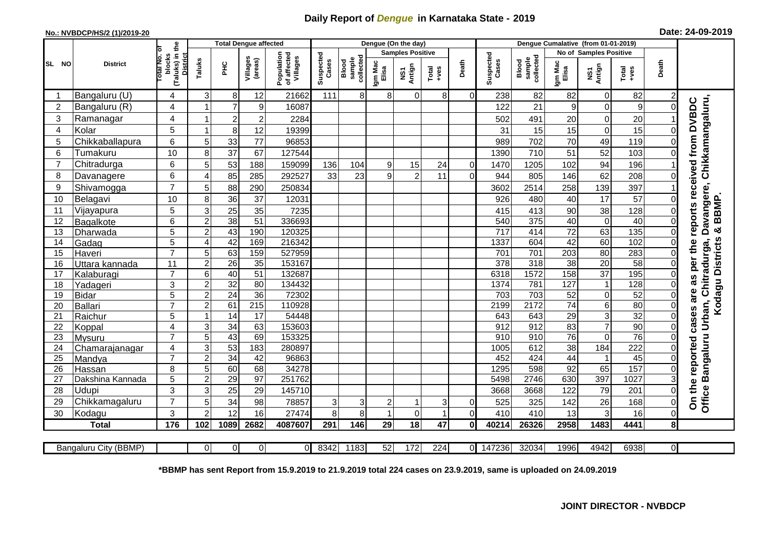# Daily Report of *Dengue* in Karnataka State - 2019

**No.: NVBDCP/HS/2 (1)/2019-20**

**Date: 24-09-2019**

| SL NO | District | Total No. of blocks (Taluks) in the District | Total Dengue affected | | | | Dengue (On the day) | | | | | | Dengue Cumalative (from 01-01-2019) | | | | | | |
|---|---|---|---|---|---|---|---|---|---|---|---|---|---|---|---|---|---|---|---|
| | | | Taluks | PHC | Villages (areas) | Population of affected Villages | Suspected Cases | Blood sample collected | Samples Positive | | | Death | Suspected Cases | Blood sample collected | No of Samples Positive | | | Death | |
| | | | | | | | | | Igm Mac Elisa | NS1 Antign | Total +ves | | | | Igm Mac Elisa | NS1 Antign | Total +ves | | |
| 1 | Bangaluru (U) | 4 | 3 | 8 | 12 | 21662 | 111 | 8 | 8 | 0 | 8 | 0 | 238 | 82 | 82 | 0 | 82 | 2 | On the reported cases are as per the reports received from DVBDC Office Bangaluru Urban, Chitradurga, Davangere, Chikkamangaluru, Kodagu Districts & BBMP. |
| 2 | Bangaluru (R) | 4 | 1 | 7 | 9 | 16087 | | | | | | | 122 | 21 | 9 | 0 | 9 | 0 | |
| 3 | Ramanagar | 4 | 1 | 2 | 2 | 2284 | | | | | | | 502 | 491 | 20 | 0 | 20 | 1 | |
| 4 | Kolar | 5 | 1 | 8 | 12 | 19399 | | | | | | | 31 | 15 | 15 | 0 | 15 | 0 | |
| 5 | Chikkaballapura | 6 | 5 | 33 | 77 | 96853 | | | | | | | 989 | 702 | 70 | 49 | 119 | 0 | |
| 6 | Tumakuru | 10 | 8 | 37 | 67 | 127544 | | | | | | | 1390 | 710 | 51 | 52 | 103 | 0 | |
| 7 | Chitradurga | 6 | 5 | 53 | 188 | 159099 | 136 | 104 | 9 | 15 | 24 | 0 | 1470 | 1205 | 102 | 94 | 196 | 1 | |
| 8 | Davanagere | 6 | 4 | 85 | 285 | 292527 | 33 | 23 | 9 | 2 | 11 | 0 | 944 | 805 | 146 | 62 | 208 | 0 | |
| 9 | Shivamogga | 7 | 5 | 88 | 290 | 250834 | | | | | | | 3602 | 2514 | 258 | 139 | 397 | 1 | |
| 10 | Belagavi | 10 | 8 | 36 | 37 | 12031 | | | | | | | 926 | 480 | 40 | 17 | 57 | 0 | |
| 11 | Vijayapura | 5 | 3 | 25 | 35 | 7235 | | | | | | | 415 | 413 | 90 | 38 | 128 | 0 | |
| 12 | Bagalkote | 6 | 2 | 38 | 51 | 336693 | | | | | | | 540 | 375 | 40 | 0 | 40 | 0 | |
| 13 | Dharwada | 5 | 2 | 43 | 190 | 120325 | | | | | | | 717 | 414 | 72 | 63 | 135 | 0 | |
| 14 | Gadag | 5 | 4 | 42 | 169 | 216342 | | | | | | | 1337 | 604 | 42 | 60 | 102 | 0 | |
| 15 | Haveri | 7 | 5 | 63 | 159 | 527959 | | | | | | | 701 | 701 | 203 | 80 | 283 | 0 | |
| 16 | Uttara kannada | 11 | 2 | 26 | 35 | 153167 | | | | | | | 378 | 318 | 38 | 20 | 58 | 0 | |
| 17 | Kalaburagi | 7 | 6 | 40 | 51 | 132687 | | | | | | | 6318 | 1572 | 158 | 37 | 195 | 0 | |
| 18 | Yadageri | 3 | 2 | 32 | 80 | 134432 | | | | | | | 1374 | 781 | 127 | 1 | 128 | 0 | |
| 19 | Bidar | 5 | 2 | 24 | 36 | 72302 | | | | | | | 703 | 703 | 52 | 0 | 52 | 0 | |
| 20 | Ballari | 7 | 2 | 61 | 215 | 110928 | | | | | | | 2199 | 2172 | 74 | 6 | 80 | 0 | |
| 21 | Raichur | 5 | 1 | 14 | 17 | 54448 | | | | | | | 643 | 643 | 29 | 3 | 32 | 0 | |
| 22 | Koppal | 4 | 3 | 34 | 63 | 153603 | | | | | | | 912 | 912 | 83 | 7 | 90 | 0 | |
| 23 | Mysuru | 7 | 5 | 43 | 69 | 153325 | | | | | | | 910 | 910 | 76 | 0 | 76 | 0 | |
| 24 | Chamarajanagar | 4 | 3 | 53 | 183 | 280897 | | | | | | | 1005 | 612 | 38 | 184 | 222 | 0 | |
| 25 | Mandya | 7 | 2 | 34 | 42 | 96863 | | | | | | | 452 | 424 | 44 | 1 | 45 | 0 | |
| 26 | Hassan | 8 | 5 | 60 | 68 | 34278 | | | | | | | 1295 | 598 | 92 | 65 | 157 | 0 | |
| 27 | Dakshina Kannada | 5 | 2 | 29 | 97 | 251762 | | | | | | | 5498 | 2746 | 630 | 397 | 1027 | 3 | |
| 28 | Udupi | 3 | 3 | 25 | 29 | 145710 | | | | | | | 3668 | 3668 | 122 | 79 | 201 | 0 | |
| 29 | Chikkamagaluru | 7 | 5 | 34 | 98 | 78857 | 3 | 3 | 2 | 1 | 3 | 0 | 525 | 325 | 142 | 26 | 168 | 0 | |
| 30 | Kodagu | 3 | 2 | 12 | 16 | 27474 | 8 | 8 | 1 | 0 | 1 | 0 | 410 | 410 | 13 | 3 | 16 | 0 | |
| | **Total** | **176** | **102** | **1089** | **2682** | **4087607** | **291** | **146** | **29** | **18** | **47** | **0** | **40214** | **26326** | **2958** | **1483** | **4441** | **8** | |

| Bangaluru City (BBMP) | | 0 | 0 | 0 | 0 | 8342 | 1183 | 52 | 172 | 224 | 0 | 147236 | 32034 | 1996 | 4942 | 6938 | 0 |
|---|---|---|---|---|---|---|---|---|---|---|---|---|---|---|---|---|---|

**\*BBMP has sent Report from 15.9.2019 to 21.9.2019 total 224 cases on 23.9.2019, same is uploaded on 24.09.2019**

**JOINT DIRECTOR - NVBDCP**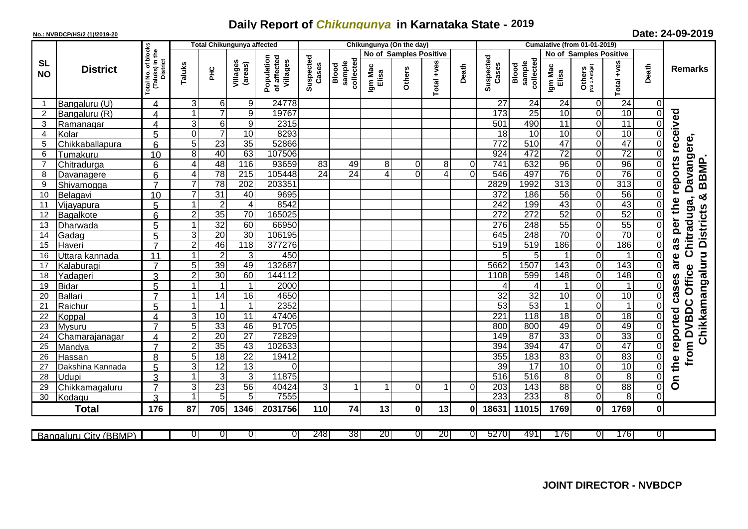# Daily Report of *Chikungunya* in Karnataka State - 2019

**No.: NVBDCP/HS/2 (1)/2019-20**

**Date: 24-09-2019**

| SL NO | District | Total No. of blocks (Taluks) in the District | Total Chikungunya affected | | | | Chikungunya (On the day) | | | | | | | Cumalative (from 01-01-2019) | | | | | | | Remarks |
|---|---|---|---|---|---|---|---|---|---|---|---|---|---|---|---|---|---|---|---|---|---|
| | | | Taluks | PHC | Villages (areas) | Population of affected Villages | Suspected Cases | Blood sample collected | No of Samples Positive | | | Death | Suspected Cases | Blood sample collected | No of Samples Positive | | | Death | |
| | | | | | | | | | Igm Mac Elisa | Others | Total +ves | | | | Igm Mac Elisa | Others (NS 1 Antign) | Total +ves | | |
| 1 | Bangaluru (U) | 4 | 3 | 6 | 9 | 24778 | | | | | | | 27 | 24 | 24 | 0 | 24 | 0 | On the reported cases are as per the reports received from DVBDC Office Chitraduga, Davangere, Chikkamangaluru Districts & BBMP. |
| 2 | Bangaluru (R) | 4 | 1 | 7 | 9 | 19767 | | | | | | | 173 | 25 | 10 | 0 | 10 | 0 | |
| 3 | Ramanagar | 4 | 3 | 6 | 9 | 2315 | | | | | | | 501 | 490 | 11 | 0 | 11 | 0 | |
| 4 | Kolar | 5 | 0 | 7 | 10 | 8293 | | | | | | | 18 | 10 | 10 | 0 | 10 | 0 | |
| 5 | Chikkaballapura | 6 | 5 | 23 | 35 | 52866 | | | | | | | 772 | 510 | 47 | 0 | 47 | 0 | |
| 6 | Tumakuru | 10 | 8 | 40 | 63 | 107506 | | | | | | | 924 | 472 | 72 | 0 | 72 | 0 | |
| 7 | Chitradurga | 6 | 4 | 48 | 116 | 93659 | 83 | 49 | 8 | 0 | 8 | 0 | 741 | 632 | 96 | 0 | 96 | 0 | |
| 8 | Davanagere | 6 | 4 | 78 | 215 | 105448 | 24 | 24 | 4 | 0 | 4 | 0 | 546 | 497 | 76 | 0 | 76 | 0 | |
| 9 | Shivamogga | 7 | 7 | 78 | 202 | 203351 | | | | | | | 2829 | 1992 | 313 | 0 | 313 | 0 | |
| 10 | Belagavi | 10 | 7 | 31 | 40 | 9695 | | | | | | | 372 | 186 | 56 | 0 | 56 | 0 | |
| 11 | Vijayapura | 5 | 1 | 2 | 4 | 8542 | | | | | | | 242 | 199 | 43 | 0 | 43 | 0 | |
| 12 | Bagalkote | 6 | 2 | 35 | 70 | 165025 | | | | | | | 272 | 272 | 52 | 0 | 52 | 0 | |
| 13 | Dharwada | 5 | 1 | 32 | 60 | 66950 | | | | | | | 276 | 248 | 55 | 0 | 55 | 0 | |
| 14 | Gadag | 5 | 3 | 20 | 30 | 106195 | | | | | | | 645 | 248 | 70 | 0 | 70 | 0 | |
| 15 | Haveri | 7 | 2 | 46 | 118 | 377276 | | | | | | | 519 | 519 | 186 | 0 | 186 | 0 | |
| 16 | Uttara kannada | 11 | 1 | 2 | 3 | 450 | | | | | | | 5 | 5 | 1 | 0 | 1 | 0 | |
| 17 | Kalaburagi | 7 | 5 | 39 | 49 | 132687 | | | | | | | 5662 | 1507 | 143 | 0 | 143 | 0 | |
| 18 | Yadageri | 3 | 2 | 30 | 60 | 144112 | | | | | | | 1108 | 599 | 148 | 0 | 148 | 0 | |
| 19 | Bidar | 5 | 1 | 1 | 1 | 2000 | | | | | | | 4 | 4 | 1 | 0 | 1 | 0 | |
| 20 | Ballari | 7 | 1 | 14 | 16 | 4650 | | | | | | | 32 | 32 | 10 | 0 | 10 | 0 | |
| 21 | Raichur | 5 | 1 | 1 | 1 | 2352 | | | | | | | 53 | 53 | 1 | 0 | 1 | 0 | |
| 22 | Koppal | 4 | 3 | 10 | 11 | 47406 | | | | | | | 221 | 118 | 18 | 0 | 18 | 0 | |
| 23 | Mysuru | 7 | 5 | 33 | 46 | 91705 | | | | | | | 800 | 800 | 49 | 0 | 49 | 0 | |
| 24 | Chamarajanagar | 4 | 2 | 20 | 27 | 72829 | | | | | | | 149 | 87 | 33 | 0 | 33 | 0 | |
| 25 | Mandya | 7 | 2 | 35 | 43 | 102633 | | | | | | | 394 | 394 | 47 | 0 | 47 | 0 | |
| 26 | Hassan | 8 | 5 | 18 | 22 | 19412 | | | | | | | 355 | 183 | 83 | 0 | 83 | 0 | |
| 27 | Dakshina Kannada | 5 | 3 | 12 | 13 | 0 | | | | | | | 39 | 17 | 10 | 0 | 10 | 0 | |
| 28 | Udupi | 3 | 1 | 3 | 3 | 11875 | | | | | | | 516 | 516 | 8 | 0 | 8 | 0 | |
| 29 | Chikkamagaluru | 7 | 3 | 23 | 56 | 40424 | 3 | 1 | 1 | 0 | 1 | 0 | 203 | 143 | 88 | 0 | 88 | 0 | |
| 30 | Kodagu | 3 | 1 | 5 | 5 | 7555 | | | | | | | 233 | 233 | 8 | 0 | 8 | 0 | |
| **Total** | | **176** | **87** | **705** | **1346** | **2031756** | **110** | **74** | **13** | **0** | **13** | **0** | **18631** | **11015** | **1769** | **0** | **1769** | **0** | |
| Bangaluru City (BBMP) | | | 0 | 0 | 0 | 0 | 248 | 38 | 20 | 0 | 20 | 0 | 5270 | 491 | 176 | 0 | 176 | 0 | |

**JOINT DIRECTOR - NVBDCP**